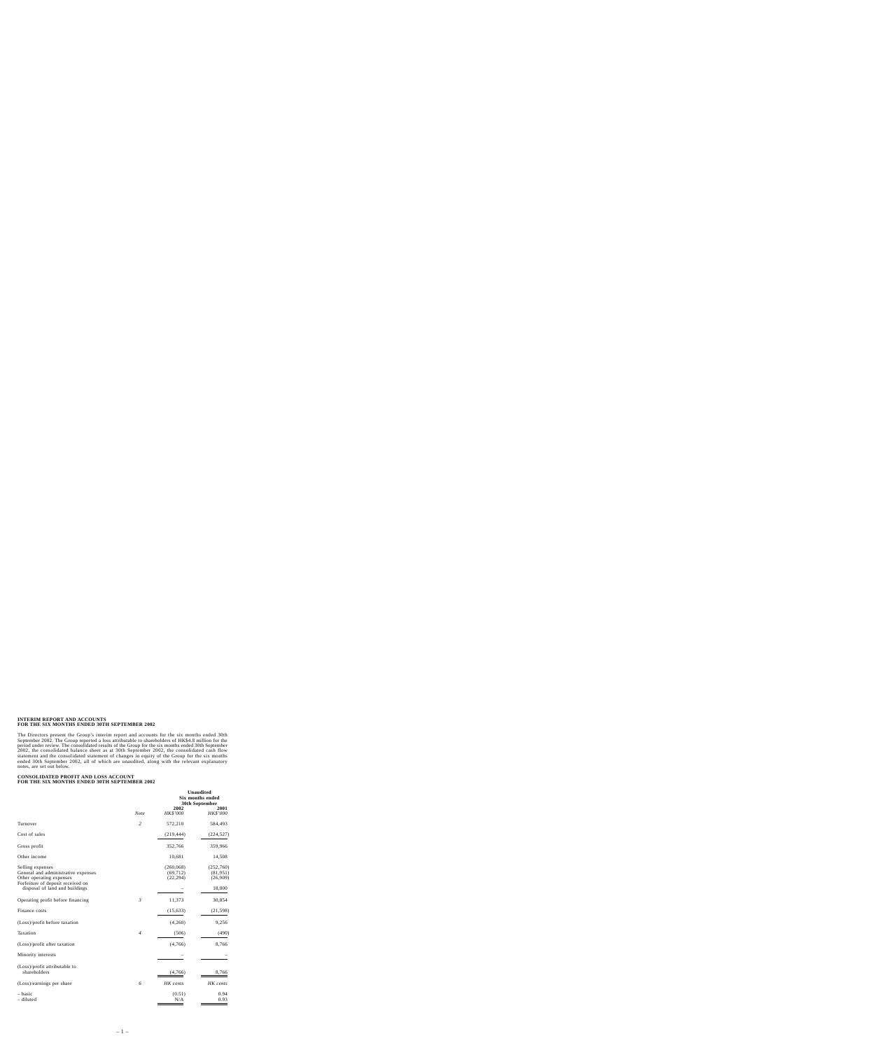**INTERIM REPORT AND ACCOUNTS**
**FOR THE SIX MONTHS ENDED 30TH SEPTEMBER 2002**

The Directors present the Group's interim report and accounts for the six months ended 30th September 2002. The Group reported a loss attributable to shareholders of HK$4.8 million for the period under review. The consolidated results of the Group for the six months ended 30th September 2002, the consolidated balance sheet as at 30th September 2002, the consolidated cash flow statement and the consolidated statement of changes in equity of the Group for the six months ended 30th September 2002, all of which are unaudited, along with the relevant explanatory notes, are set out below.

**CONSOLIDATED PROFIT AND LOSS ACCOUNT**
**FOR THE SIX MONTHS ENDED 30TH SEPTEMBER 2002**

| | | Unaudited Six months ended 30th September | |
|---|---|---|---|
| | *Note* | **2002** *HK$'000* | **2001** *HK$'000* |
| Turnover | *2* | 572,210 | 584,493 |
| Cost of sales | | (219,444) | (224,527) |
| Gross profit | | 352,766 | 359,966 |
| Other income | | 10,681 | 14,508 |
| Selling expenses | | (260,068) | (252,760) |
| General and administrative expenses | | (69,712) | (81,951) |
| Other operating expenses | | (22,294) | (26,909) |
| Forfeiture of deposit received on disposal of land and buildings | | – | 18,000 |
| Operating profit before financing | *3* | 11,373 | 30,854 |
| Finance costs | | (15,633) | (21,598) |
| (Loss)/profit before taxation | | (4,260) | 9,256 |
| Taxation | *4* | (506) | (490) |
| (Loss)/profit after taxation | | (4,766) | 8,766 |
| Minority interests | | – | – |
| (Loss)/profit attributable to shareholders | | (4,766) | 8,766 |
| (Loss)/earnings per share | *6* | *HK cents* | *HK cents* |
| – basic | | (0.51) | 0.94 |
| – diluted | | N/A | 0.93 |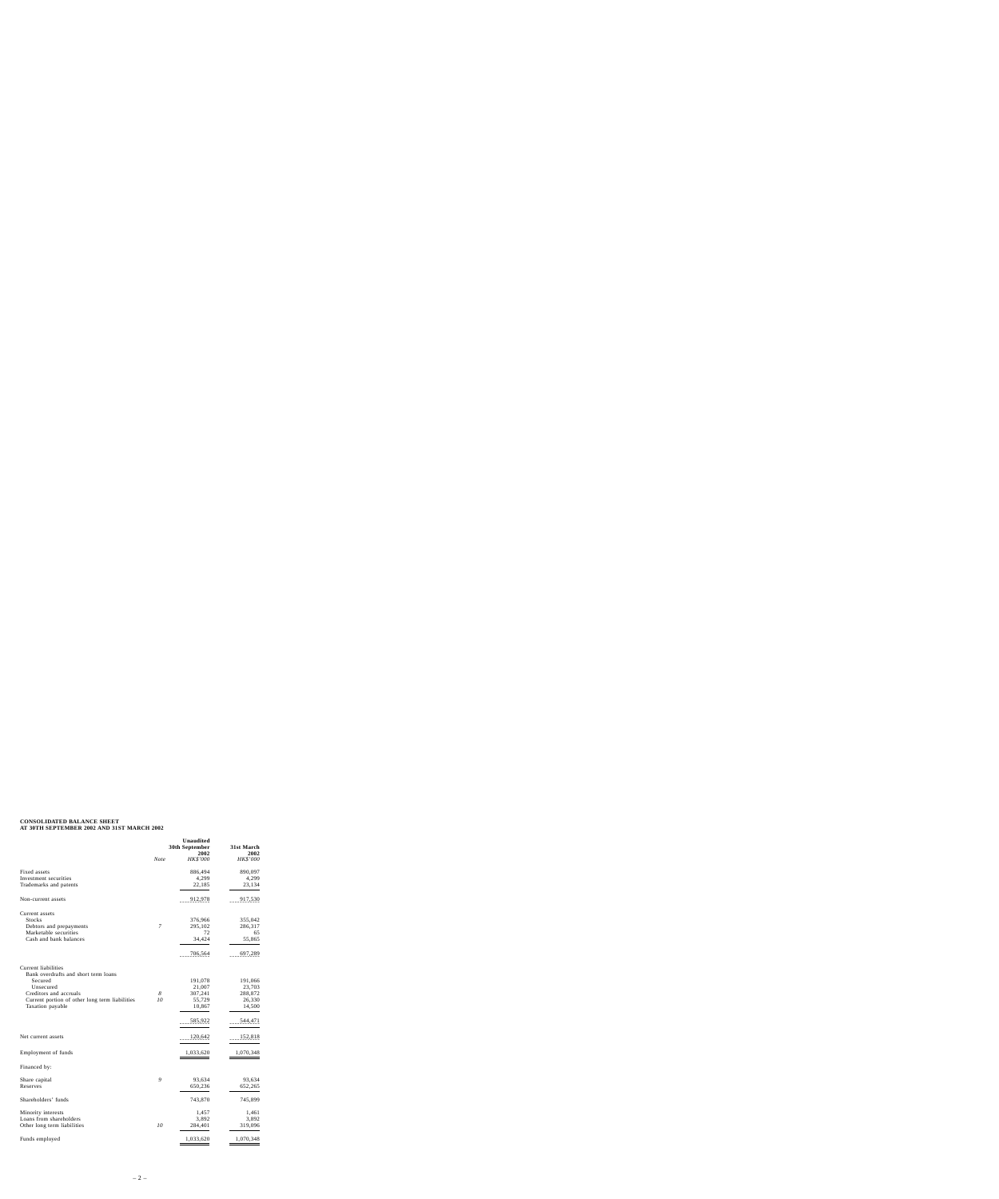**CONSOLIDATED BALANCE SHEET**
**AT 30TH SEPTEMBER 2002 AND 31ST MARCH 2002**

| | Note | Unaudited 30th September 2002 *HK$'000* | 31st March 2002 *HK$'000* |
|---|---|---|---|
| Fixed assets | | 886,494 | 890,097 |
| Investment securities | | 4,299 | 4,299 |
| Trademarks and patents | | 22,185 | 23,134 |
| Non-current assets | | 912,978 | 917,530 |
| Current assets | | | |
| Stocks | | 376,966 | 355,042 |
| Debtors and prepayments | *7* | 295,102 | 286,317 |
| Marketable securities | | 72 | 65 |
| Cash and bank balances | | 34,424 | 55,865 |
| | | 706,564 | 697,289 |
| Current liabilities | | | |
| Bank overdrafts and short term loans | | | |
| Secured | | 191,078 | 191,066 |
| Unsecured | | 21,007 | 23,703 |
| Creditors and accruals | *8* | 307,241 | 288,872 |
| Current portion of other long term liabilities | *10* | 55,729 | 26,330 |
| Taxation payable | | 10,867 | 14,500 |
| | | 585,922 | 544,471 |
| Net current assets | | 120,642 | 152,818 |
| Employment of funds | | 1,033,620 | 1,070,348 |
| Financed by: | | | |
| Share capital | *9* | 93,634 | 93,634 |
| Reserves | | 650,236 | 652,265 |
| Shareholders' funds | | 743,870 | 745,899 |
| Minority interests | | 1,457 | 1,461 |
| Loans from shareholders | | 3,892 | 3,892 |
| Other long term liabilities | *10* | 284,401 | 319,096 |
| Funds employed | | 1,033,620 | 1,070,348 |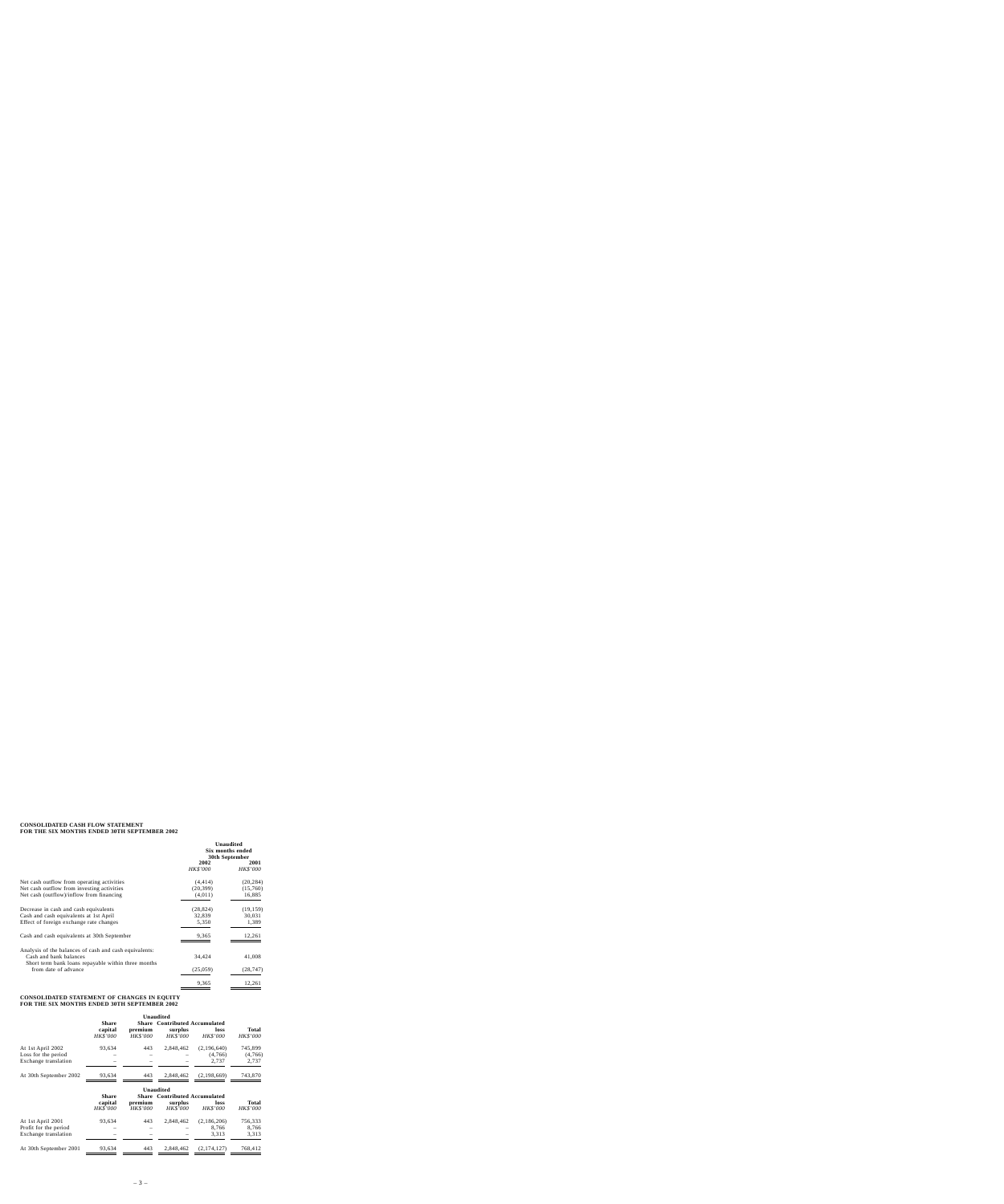**CONSOLIDATED CASH FLOW STATEMENT**
**FOR THE SIX MONTHS ENDED 30TH SEPTEMBER 2002**

| | Unaudited | |
|---|---|---|
| | Six months ended 30th September | |
| | **2002** | **2001** |
| | *HK$'000* | *HK$'000* |
| Net cash outflow from operating activities | (4,414) | (20,284) |
| Net cash outflow from investing activities | (20,399) | (15,760) |
| Net cash (outflow)/inflow from financing | (4,011) | 16,885 |
| Decrease in cash and cash equivalents | (28,824) | (19,159) |
| Cash and cash equivalents at 1st April | 32,839 | 30,031 |
| Effect of foreign exchange rate changes | 5,350 | 1,389 |
| Cash and cash equivalents at 30th September | 9,365 | 12,261 |
| Analysis of the balances of cash and cash equivalents: | | |
| Cash and bank balances | 34,424 | 41,008 |
| Short term bank loans repayable within three months from date of advance | (25,059) | (28,747) |
| | 9,365 | 12,261 |

**CONSOLIDATED STATEMENT OF CHANGES IN EQUITY**
**FOR THE SIX MONTHS ENDED 30TH SEPTEMBER 2002**

| | Unaudited | | | | |
|---|---|---|---|---|---|
| | **Share capital** | **Share premium** | **Contributed surplus** | **Accumulated loss** | **Total** |
| | *HK$'000* | *HK$'000* | *HK$'000* | *HK$'000* | *HK$'000* |
| At 1st April 2002 | 93,634 | 443 | 2,848,462 | (2,196,640) | 745,899 |
| Loss for the period | – | – | – | (4,766) | (4,766) |
| Exchange translation | – | – | – | 2,737 | 2,737 |
| At 30th September 2002 | 93,634 | 443 | 2,848,462 | (2,198,669) | 743,870 |

| | Unaudited | | | | |
|---|---|---|---|---|---|
| | **Share capital** | **Share premium** | **Contributed surplus** | **Accumulated loss** | **Total** |
| | *HK$'000* | *HK$'000* | *HK$'000* | *HK$'000* | *HK$'000* |
| At 1st April 2001 | 93,634 | 443 | 2,848,462 | (2,186,206) | 756,333 |
| Profit for the period | – | – | – | 8,766 | 8,766 |
| Exchange translation | – | – | – | 3,313 | 3,313 |
| At 30th September 2001 | 93,634 | 443 | 2,848,462 | (2,174,127) | 768,412 |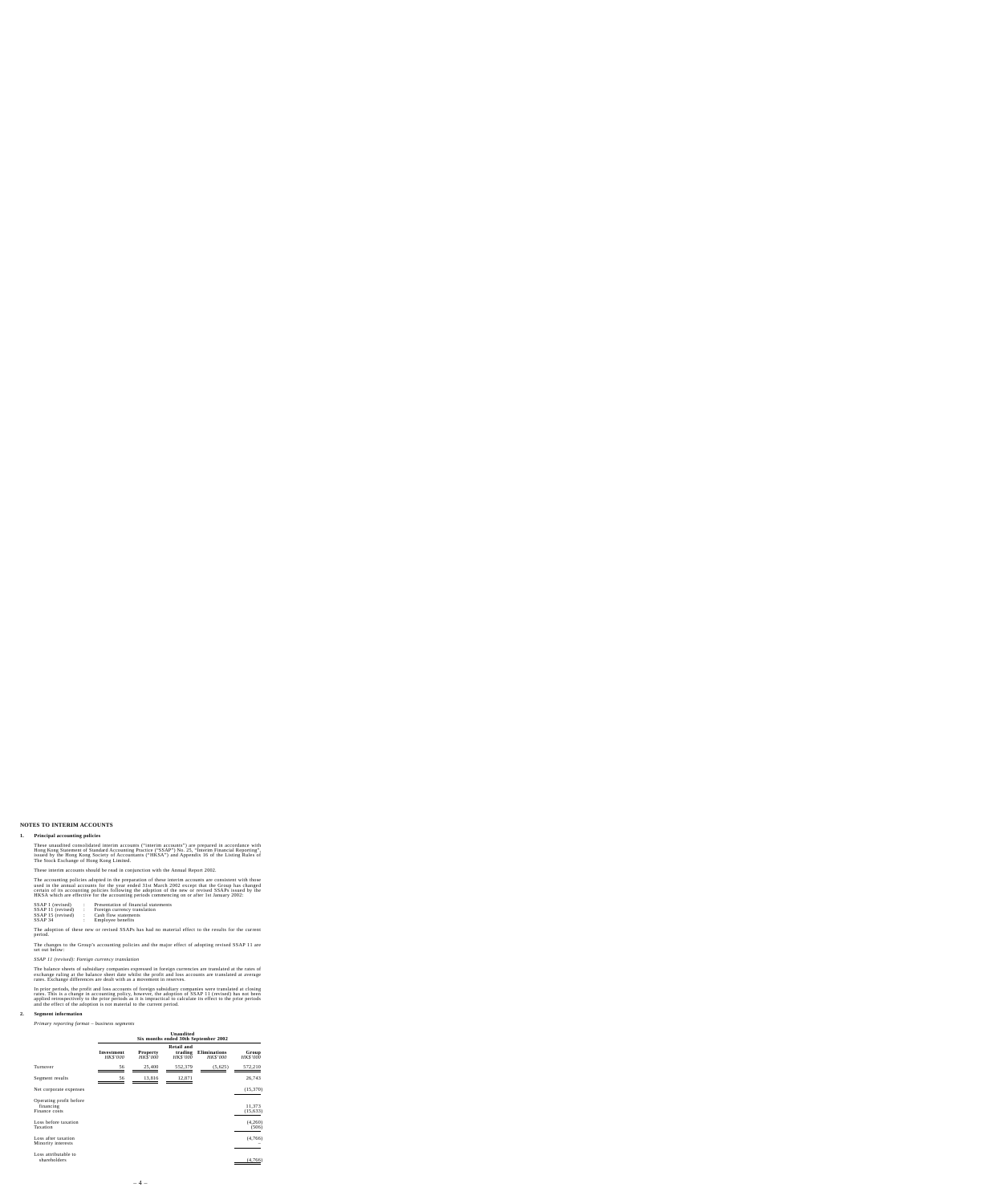# NOTES TO INTERIM ACCOUNTS

## 1. Principal accounting policies

These unaudited consolidated interim accounts ("interim accounts") are prepared in accordance with Hong Kong Statement of Standard Accounting Practice ("SSAP") No. 25, "Interim Financial Reporting", issued by the Hong Kong Society of Accountants ("HKSA") and Appendix 16 of the Listing Rules of The Stock Exchange of Hong Kong Limited.

These interim accounts should be read in conjunction with the Annual Report 2002.

The accounting policies adopted in the preparation of these interim accounts are consistent with those used in the annual accounts for the year ended 31st March 2002 except that the Group has changed certain of its accounting policies following the adoption of the new or revised SSAPs issued by the HKSA which are effective for the accounting periods commencing on or after 1st January 2002:

| | | |
|---|---|---|
| SSAP 1 (revised) | : | Presentation of financial statements |
| SSAP 11 (revised) | : | Foreign currency translation |
| SSAP 15 (revised) | : | Cash flow statements |
| SSAP 34 | : | Employee benefits |

The adoption of these new or revised SSAPs has had no material effect to the results for the current period.

The changes to the Group's accounting policies and the major effect of adopting revised SSAP 11 are set out below:

*SSAP 11 (revised): Foreign currency translation*

The balance sheets of subsidiary companies expressed in foreign currencies are translated at the rates of exchange ruling at the balance sheet date whilst the profit and loss accounts are translated at average rates. Exchange differences are dealt with as a movement in reserves.

In prior periods, the profit and loss accounts of foreign subsidiary companies were translated at closing rates. This is a change in accounting policy, however, the adoption of SSAP 11 (revised) has not been applied retrospectively to the prior periods as it is impractical to calculate its effect to the prior periods and the effect of the adoption is not material to the current period.

## 2. Segment information

*Primary reporting format – business segments*

| | Unaudited Six months ended 30th September 2002 | | | | |
|---|---|---|---|---|---|
| | **Investment** *HK$'000* | **Property** *HK$'000* | **Retail and trading** *HK$'000* | **Eliminations** *HK$'000* | **Group** *HK$'000* |
| Turnover | 56 | 25,400 | 552,379 | (5,625) | 572,210 |
| Segment results | 56 | 13,816 | 12,871 | | 26,743 |
| Net corporate expenses | | | | | (15,370) |
| Operating profit before financing | | | | | 11,373 |
| Finance costs | | | | | (15,633) |
| Loss before taxation | | | | | (4,260) |
| Taxation | | | | | (506) |
| Loss after taxation | | | | | (4,766) |
| Minority interests | | | | | – |
| Loss attributable to shareholders | | | | | (4,766) |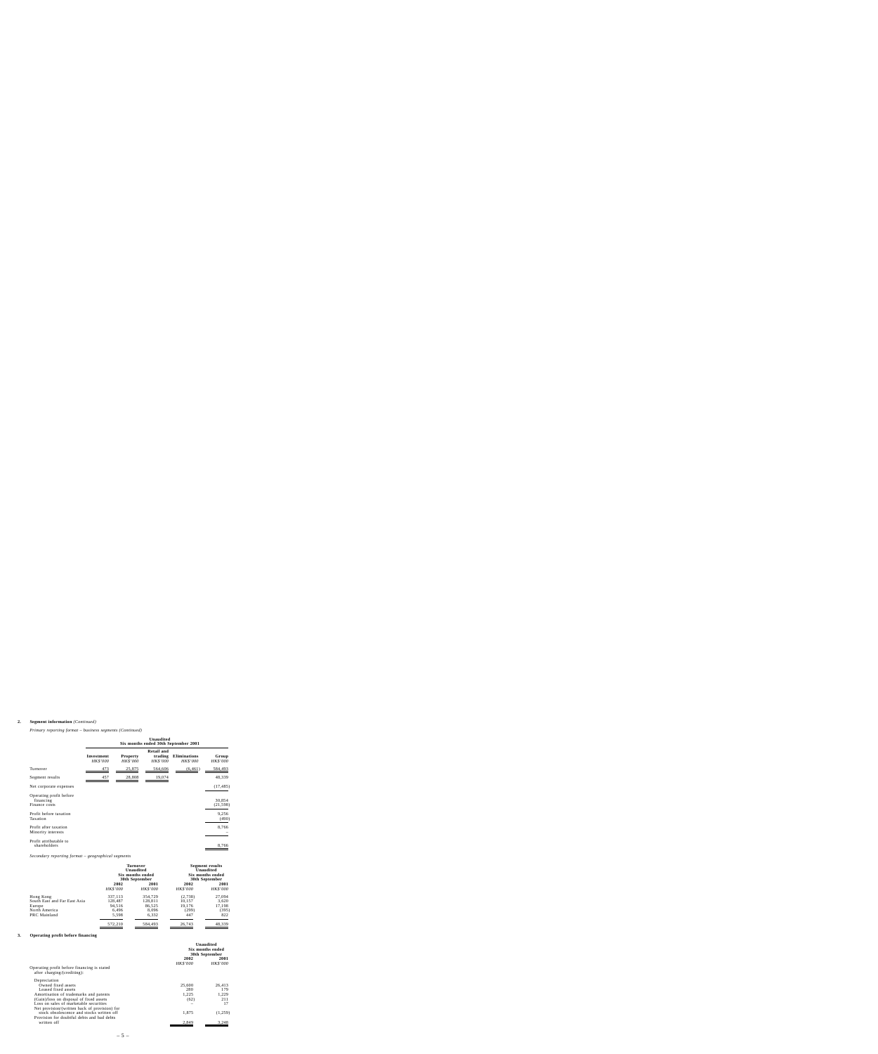## 2. Segment information *(Continued)*

*Primary reporting format – business segments (Continued)*

| | Unaudited Six months ended 30th September 2001 | | | | |
|---|---|---|---|---|---|
| | Investment *HK$'000* | Property *HK$'000* | Retail and trading *HK$'000* | Eliminations *HK$'000* | Group *HK$'000* |
| Turnover | 473 | 25,875 | 564,606 | (6,461) | 584,493 |
| Segment results | 457 | 28,808 | 19,074 | | 48,339 |
| Net corporate expenses | | | | | (17,485) |
| Operating profit before financing | | | | | 30,854 |
| Finance costs | | | | | (21,598) |
| Profit before taxation | | | | | 9,256 |
| Taxation | | | | | (490) |
| Profit after taxation | | | | | 8,766 |
| Minority interests | | | | | – |
| Profit attributable to shareholders | | | | | 8,766 |

*Secondary reporting format – geographical segments*

| | Turnover Unaudited Six months ended 30th September | | Segment results Unaudited Six months ended 30th September | |
|---|---|---|---|---|
| | 2002 *HK$'000* | 2001 *HK$'000* | 2002 *HK$'000* | 2001 *HK$'000* |
| Hong Kong | 337,113 | 354,729 | (2,738) | 27,094 |
| South East and Far East Asia | 128,487 | 128,811 | 10,157 | 3,620 |
| Europe | 94,516 | 86,525 | 19,176 | 17,198 |
| North America | 6,496 | 8,096 | (299) | (395) |
| PRC Mainland | 5,598 | 6,332 | 447 | 822 |
| | 572,210 | 584,493 | 26,743 | 48,339 |

## 3. Operating profit before financing

| | Unaudited Six months ended 30th September | |
|---|---|---|
| | 2002 *HK$'000* | 2001 *HK$'000* |
| Operating profit before financing is stated after charging/(crediting): | | |
| Depreciation | | |
| Owned fixed assets | 25,600 | 26,413 |
| Leased fixed assets | 280 | 179 |
| Amortisation of trademarks and patents | 1,225 | 1,229 |
| (Gain)/loss on disposal of fixed assets | (62) | 211 |
| Loss on sales of marketable securities | – | 17 |
| Net provision/(written back of provision) for stock obsolescence and stocks written off | 1,875 | (1,259) |
| Provision for doubtful debts and bad debts written off | 2,849 | 3,248 |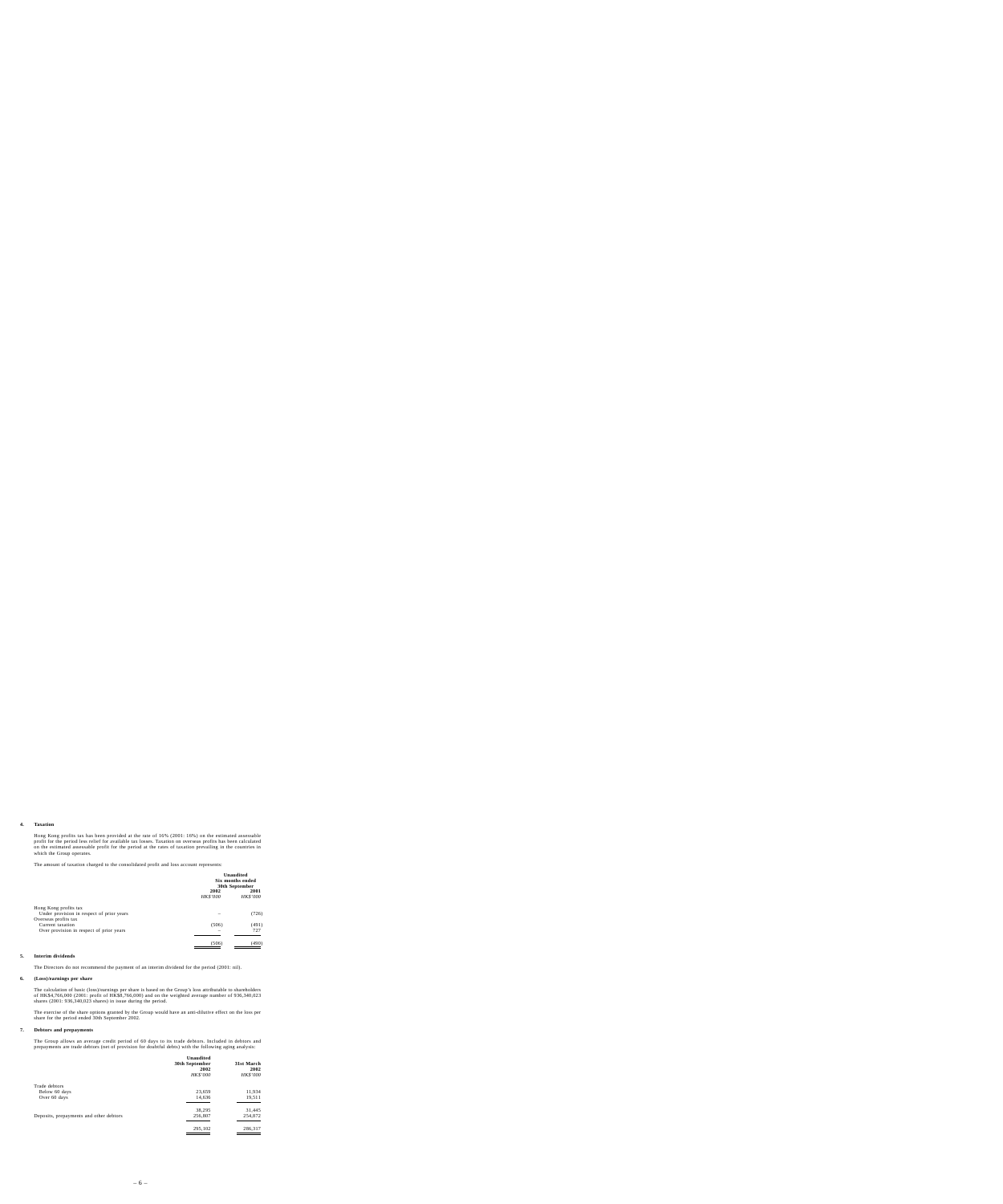**4. Taxation**

Hong Kong profits tax has been provided at the rate of 16% (2001: 16%) on the estimated assessable profit for the period less relief for available tax losses. Taxation on overseas profits has been calculated on the estimated assessable profit for the period at the rates of taxation prevailing in the countries in which the Group operates.

The amount of taxation charged to the consolidated profit and loss account represents:

| | Unaudited Six months ended 30th September 2002 *HK$'000* | 2001 *HK$'000* |
|---|---|---|
| Hong Kong profits tax | | |
| Under provision in respect of prior years | – | (726) |
| Overseas profits tax | | |
| Current taxation | (506) | (491) |
| Over provision in respect of prior years | – | 727 |
| | (506) | (490) |

**5. Interim dividends**

The Directors do not recommend the payment of an interim dividend for the period (2001: nil).

**6. (Loss)/earnings per share**

The calculation of basic (loss)/earnings per share is based on the Group's loss attributable to shareholders of HK$4,766,000 (2001: profit of HK$8,766,000) and on the weighted average number of 936,340,023 shares (2001: 936,340,023 shares) in issue during the period.

The exercise of the share options granted by the Group would have an anti-dilutive effect on the loss per share for the period ended 30th September 2002.

**7. Debtors and prepayments**

The Group allows an average credit period of 60 days to its trade debtors. Included in debtors and prepayments are trade debtors (net of provision for doubtful debts) with the following aging analysis:

| | Unaudited 30th September 2002 *HK$'000* | 31st March 2002 *HK$'000* |
|---|---|---|
| Trade debtors | | |
| Below 60 days | 23,659 | 11,934 |
| Over 60 days | 14,636 | 19,511 |
| | 38,295 | 31,445 |
| Deposits, prepayments and other debtors | 256,807 | 254,872 |
| | 295,102 | 286,317 |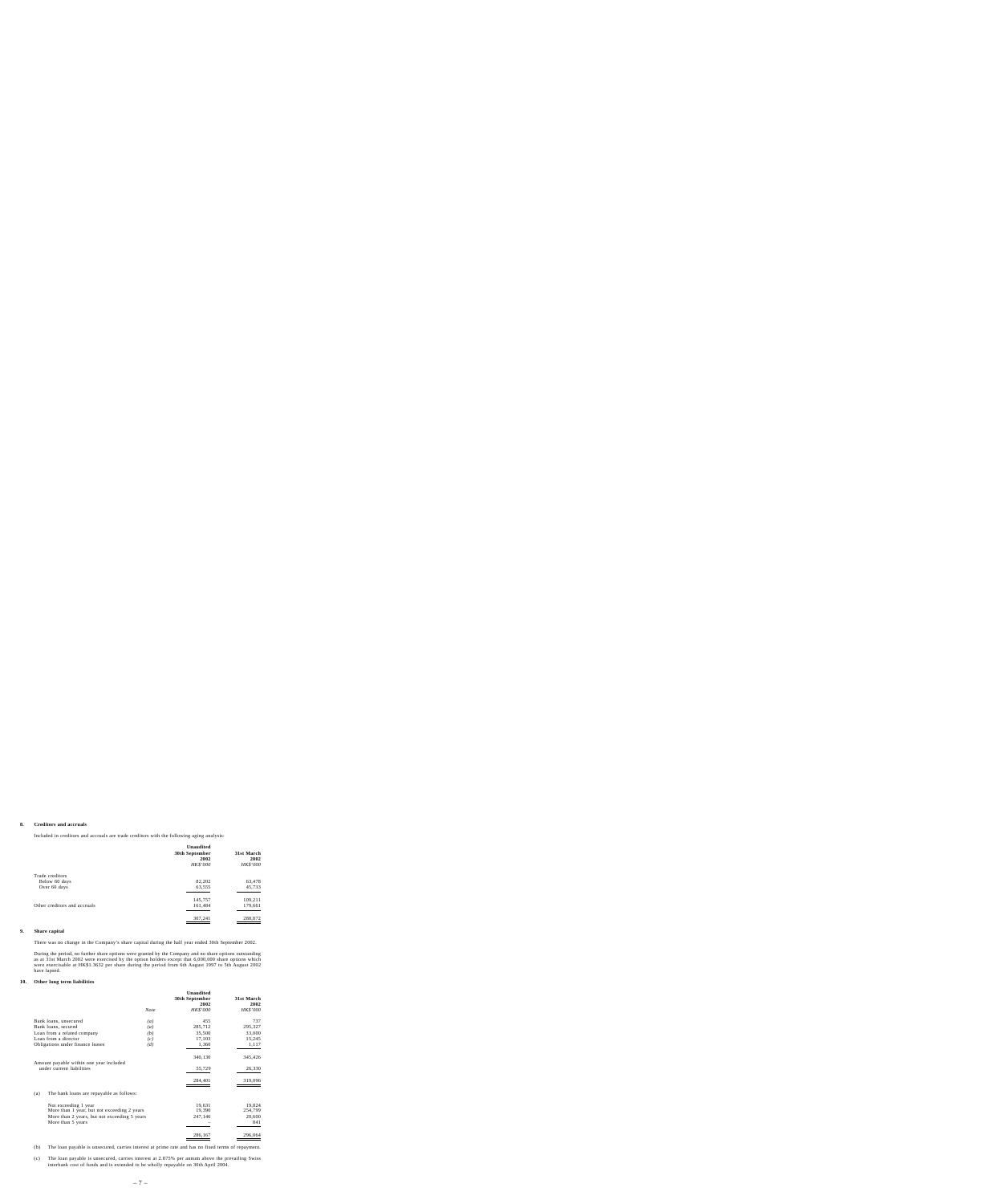## 8. Creditors and accruals

Included in creditors and accruals are trade creditors with the following aging analysis:

| | Unaudited 30th September 2002 *HK$'000* | 31st March 2002 *HK$'000* |
|---|---|---|
| Trade creditors | | |
| Below 60 days | 82,202 | 63,478 |
| Over 60 days | 63,555 | 45,733 |
| | 145,757 | 109,211 |
| Other creditors and accruals | 161,484 | 179,661 |
| | 307,241 | 288,872 |

## 9. Share capital

There was no change in the Company's share capital during the half year ended 30th September 2002.

During the period, no further share options were granted by the Company and no share options outstanding as at 31st March 2002 were exercised by the option holders except that 6,000,000 share options which were exercisable at HK$1.3632 per share during the period from 6th August 1997 to 5th August 2002 have lapsed.

## 10. Other long term liabilities

| | *Note* | Unaudited 30th September 2002 *HK$'000* | 31st March 2002 *HK$'000* |
|---|---|---|---|
| Bank loans, unsecured | *(a)* | 455 | 737 |
| Bank loans, secured | *(a)* | 285,712 | 295,327 |
| Loan from a related company | *(b)* | 35,500 | 33,000 |
| Loan from a director | *(c)* | 17,103 | 15,245 |
| Obligations under finance leases | *(d)* | 1,360 | 1,117 |
| | | 340,130 | 345,426 |
| Amount payable within one year included under current liabilities | | 55,729 | 26,330 |
| | | 284,401 | 319,096 |

(a) The bank loans are repayable as follows:

| | Unaudited 30th September 2002 *HK$'000* | 31st March 2002 *HK$'000* |
|---|---|---|
| Not exceeding 1 year | 19,631 | 19,824 |
| More than 1 year, but not exceeding 2 years | 19,390 | 254,799 |
| More than 2 years, but not exceeding 5 years | 247,146 | 20,600 |
| More than 5 years | – | 841 |
| | 286,167 | 296,064 |

(b) The loan payable is unsecured, carries interest at prime rate and has no fixed terms of repayment.

(c) The loan payable is unsecured, carries interest at 2.875% per annum above the prevailing Swiss interbank cost of funds and is extended to be wholly repayable on 30th April 2004.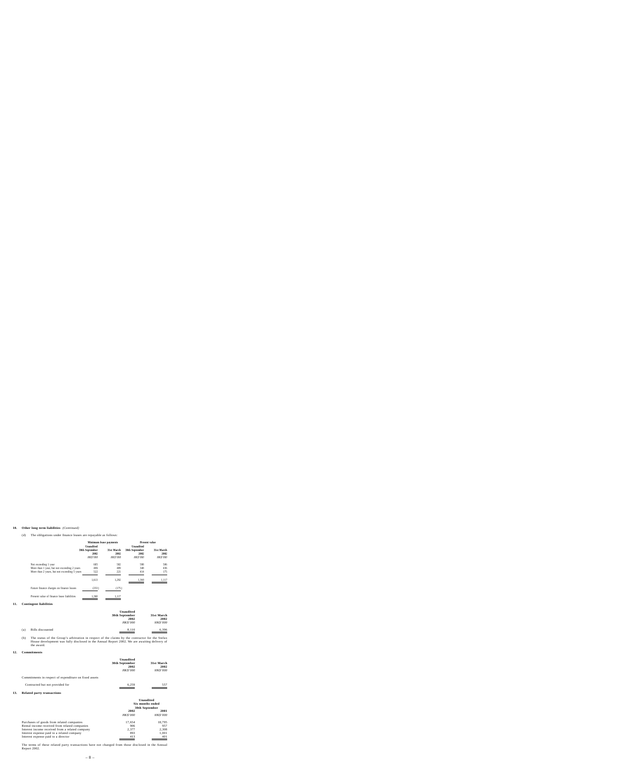**10. Other long term liabilities** *(Continued)*

(d) The obligations under finance leases are repayable as follows:

| | Minimum lease payments | | Present value | |
|---|---|---|---|---|
| | Unaudited 30th September 2002 | 31st March 2002 | Unaudited 30th September 2002 | 31st March 2002 |
| | *HK$'000* | *HK$'000* | *HK$'000* | *HK$'000* |
| Not exceeding 1 year | 685 | 582 | 598 | 506 |
| More than 1 year, but not exceeding 2 years | 406 | 489 | 348 | 436 |
| More than 2 years, but not exceeding 5 years | 522 | 221 | 414 | 175 |
| | 1,613 | 1,292 | 1,360 | 1,117 |
| Future finance charges on finance leases | (253) | (175) | | |
| Present value of finance lease liabilities | 1,360 | 1,117 | | |

**11. Contingent liabilities**

| | | Unaudited 30th September 2002 | 31st March 2002 |
|---|---|---|---|
| | | *HK$'000* | *HK$'000* |
| (a) | Bills discounted | 8,110 | 6,396 |

(b) The status of the Group's arbitration in respect of the claims by the contractor for the Stelux House development was fully disclosed in the Annual Report 2002. We are awaiting delivery of the award.

**12. Commitments**

| | Unaudited 30th September 2002 | 31st March 2002 |
|---|---|---|
| | *HK$'000* | *HK$'000* |
| Commitments in respect of expenditure on fixed assets | | |
| Contracted but not provided for | 6,259 | 557 |

**13. Related party transactions**

| | Unaudited Six months ended 30th September | |
|---|---|---|
| | 2002 | 2001 |
| | *HK$'000* | *HK$'000* |
| Purchases of goods from related companies | 17,654 | 18,795 |
| Rental income received from related companies | 906 | 957 |
| Interest income received from a related company | 2,377 | 2,308 |
| Interest expense paid to a related company | 893 | 1,001 |
| Interest expense paid to a director | 413 | 401 |

The terms of these related party transactions have not changed from those disclosed in the Annual Report 2002.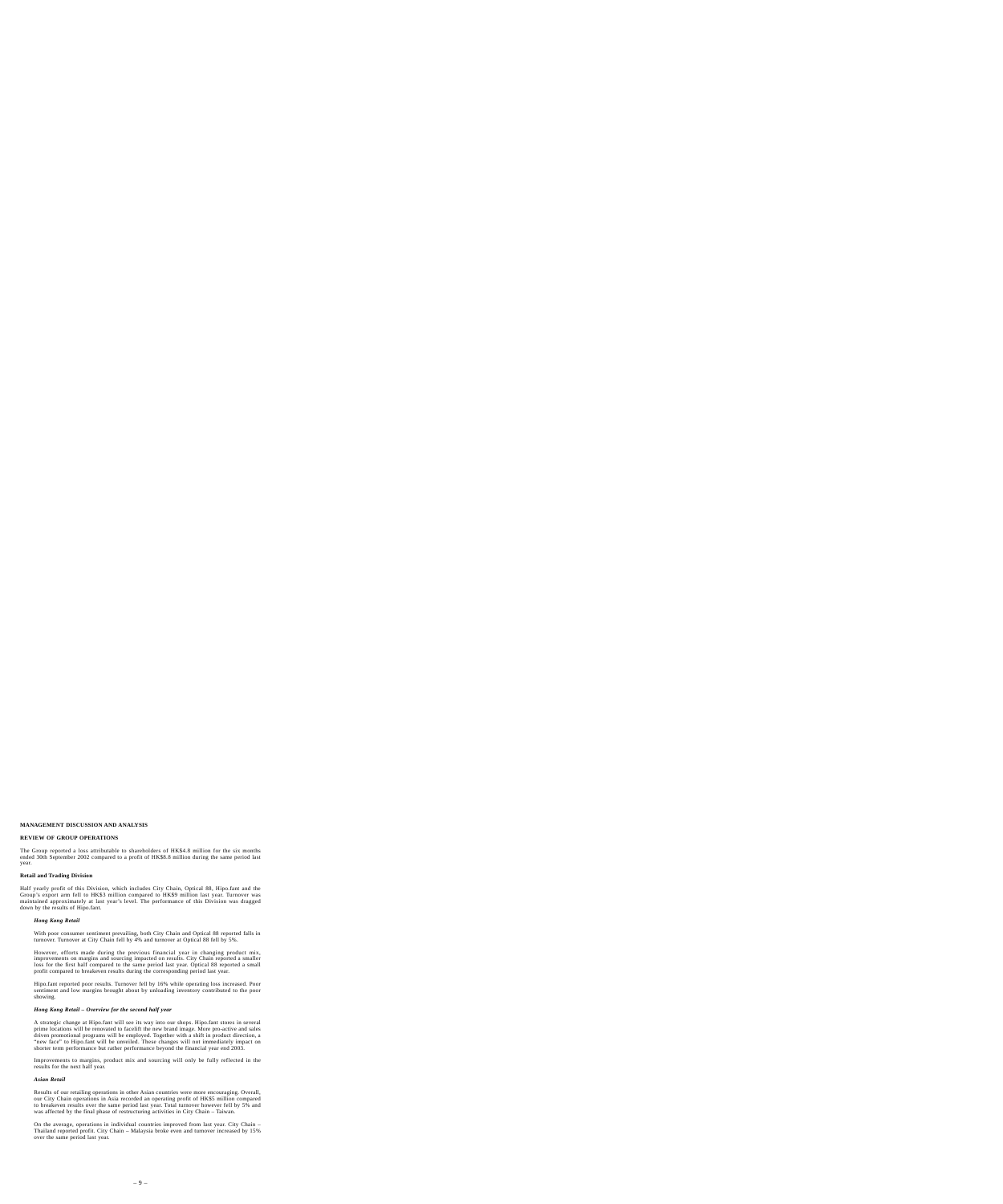## MANAGEMENT DISCUSSION AND ANALYSIS

### REVIEW OF GROUP OPERATIONS

The Group reported a loss attributable to shareholders of HK$4.8 million for the six months ended 30th September 2002 compared to a profit of HK$8.8 million during the same period last year.

### Retail and Trading Division

Half yearly profit of this Division, which includes City Chain, Optical 88, Hipo.fant and the Group's export arm fell to HK$3 million compared to HK$9 million last year. Turnover was maintained approximately at last year's level. The performance of this Division was dragged down by the results of Hipo.fant.

#### *Hong Kong Retail*

With poor consumer sentiment prevailing, both City Chain and Optical 88 reported falls in turnover. Turnover at City Chain fell by 4% and turnover at Optical 88 fell by 5%.

However, efforts made during the previous financial year in changing product mix, improvements on margins and sourcing impacted on results. City Chain reported a smaller loss for the first half compared to the same period last year. Optical 88 reported a small profit compared to breakeven results during the corresponding period last year.

Hipo.fant reported poor results. Turnover fell by 16% while operating loss increased. Poor sentiment and low margins brought about by unloading inventory contributed to the poor showing.

#### *Hong Kong Retail – Overview for the second half year*

A strategic change at Hipo.fant will see its way into our shops. Hipo.fant stores in several prime locations will be renovated to facelift the new brand image. More pro-active and sales driven promotional programs will be employed. Together with a shift in product direction, a "new face" to Hipo.fant will be unveiled. These changes will not immediately impact on shorter term performance but rather performance beyond the financial year end 2003.

Improvements to margins, product mix and sourcing will only be fully reflected in the results for the next half year.

#### *Asian Retail*

Results of our retailing operations in other Asian countries were more encouraging. Overall, our City Chain operations in Asia recorded an operating profit of HK$5 million compared to breakeven results over the same period last year. Total turnover however fell by 5% and was affected by the final phase of restructuring activities in City Chain – Taiwan.

On the average, operations in individual countries improved from last year. City Chain – Thailand reported profit. City Chain – Malaysia broke even and turnover increased by 15% over the same period last year.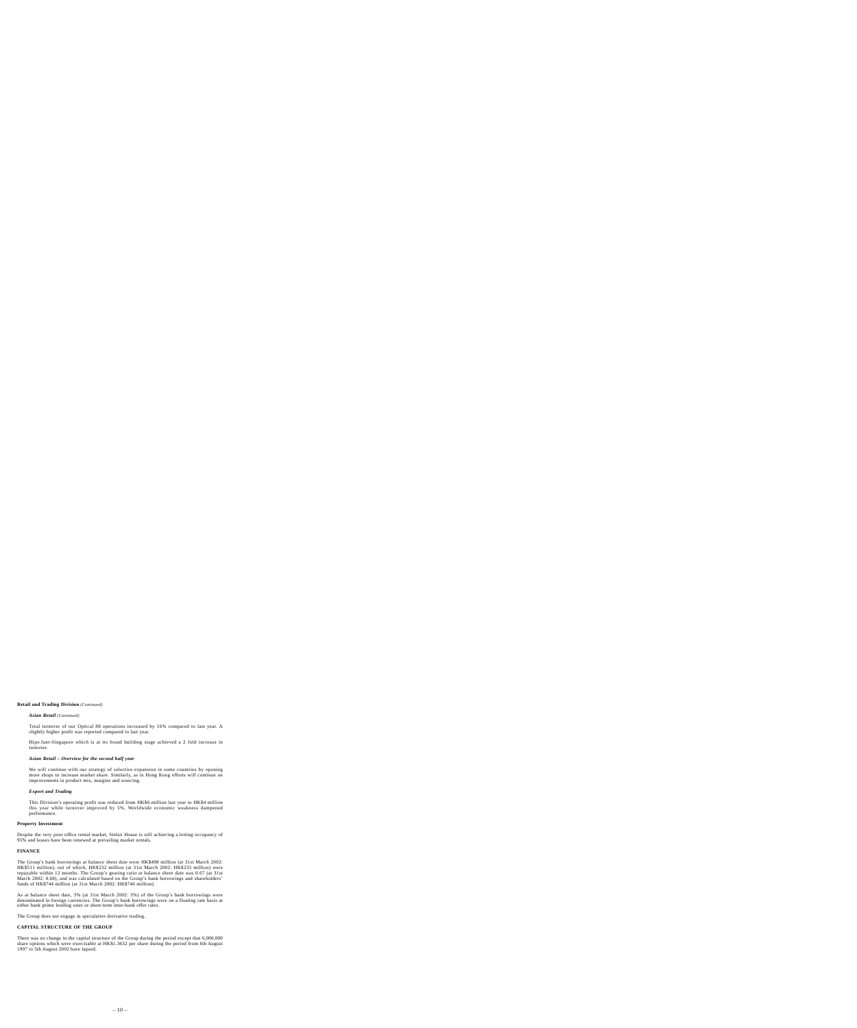**Retail and Trading Division** *(Continued)*

***Asian Retail*** *(Continued)*

Total turnover of our Optical 88 operations increased by 16% compared to last year. A slightly higher profit was reported compared to last year.

Hipo.fant-Singapore which is at its brand building stage achieved a 2 fold increase in turnover.

***Asian Retail – Overview for the second half year***

We will continue with our strategy of selective expansion in some countries by opening more shops to increase market share. Similarly, as in Hong Kong efforts will continue on improvements in product mix, margins and sourcing.

***Export and Trading***

This Division's operating profit was reduced from HK$6 million last year to HK$4 million this year while turnover improved by 5%. Worldwide economic weakness dampened performance.

**Property Investment**

Despite the very poor office rental market, Stelux House is still achieving a letting occupancy of 95% and leases have been renewed at prevailing market rentals.

**FINANCE**

The Group's bank borrowings at balance sheet date were HK$498 million (at 31st March 2002: HK$511 million), out of which, HK$232 million (at 31st March 2002: HK$235 million) were repayable within 12 months. The Group's gearing ratio at balance sheet date was 0.67 (at 31st March 2002: 0.68), and was calculated based on the Group's bank borrowings and shareholders' funds of HK$744 million (at 31st March 2002: HK$746 million).

As at balance sheet date, 3% (at 31st March 2002: 3%) of the Group's bank borrowings were denominated in foreign currencies. The Group's bank borrowings were on a floating rate basis at either bank prime lending rates or short-term inter-bank offer rates.

The Group does not engage in speculative derivative trading.

**CAPITAL STRUCTURE OF THE GROUP**

There was no change in the capital structure of the Group during the period except that 6,000,000 share options which were exercisable at HK$1.3632 per share during the period from 6th August 1997 to 5th August 2002 have lapsed.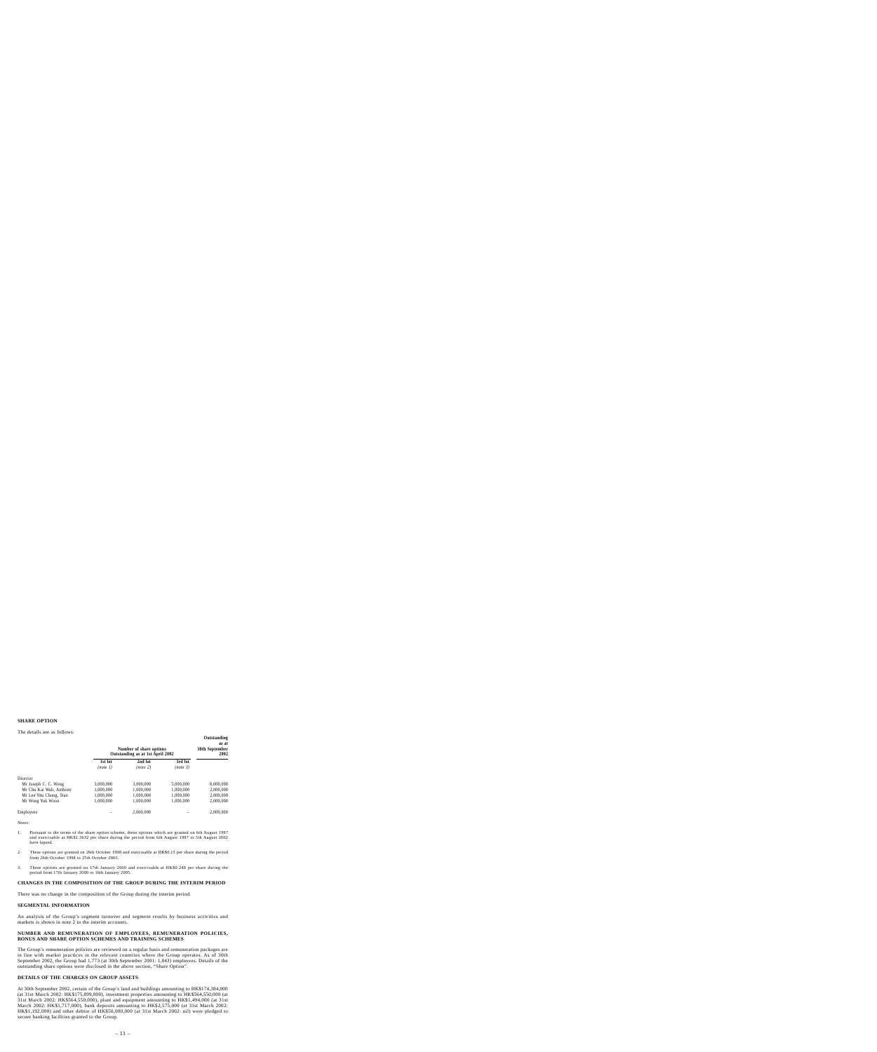**SHARE OPTION**

The details are as follows:

| | Number of share options Outstanding as at 1st April 2002 | | | Outstanding as at 30th September 2002 |
|---|---|---|---|---|
| | **1st lot** *(note 1)* | **2nd lot** *(note 2)* | **3rd lot** *(note 3)* | |
| Director | | | | |
| Mr Joseph C. C. Wong | 3,000,000 | 3,000,000 | 5,000,000 | 8,000,000 |
| Mr Chu Kai Wah, Anthony | 1,000,000 | 1,000,000 | 1,000,000 | 2,000,000 |
| Mr Lee Shu Chung, Stan | 1,000,000 | 1,000,000 | 1,000,000 | 2,000,000 |
| Mr Wong Yuk Woon | 1,000,000 | 1,000,000 | 1,000,000 | 2,000,000 |
| Employees | – | 2,000,000 | – | 2,000,000 |

*Notes:*

1. Pursuant to the terms of the share option scheme, these options which are granted on 6th August 1997 and exercisable at HK$1.3632 per share during the period from 6th August 1997 to 5th August 2002 have lapsed.

2. These options are granted on 26th October 1998 and exercisable at HK$0.15 per share during the period from 26th October 1998 to 25th October 2003.

3. These options are granted on 17th January 2000 and exercisable at HK$0.248 per share during the period from 17th January 2000 to 16th January 2005.

**CHANGES IN THE COMPOSITION OF THE GROUP DURING THE INTERIM PERIOD**

There was no change in the composition of the Group during the interim period.

**SEGMENTAL INFORMATION**

An analysis of the Group's segment turnover and segment results by business activities and markets is shown in note 2 to the interim accounts.

**NUMBER AND REMUNERATION OF EMPLOYEES, REMUNERATION POLICIES, BONUS AND SHARE OPTION SCHEMES AND TRAINING SCHEMES**

The Group's remuneration policies are reviewed on a regular basis and remuneration packages are in line with market practices in the relevant countries where the Group operates. As of 30th September 2002, the Group had 1,773 (at 30th September 2001: 1,843) employees. Details of the outstanding share options were disclosed in the above section, "Share Option".

**DETAILS OF THE CHARGES ON GROUP ASSETS**

At 30th September 2002, certain of the Group's land and buildings amounting to HK$174,384,000 (at 31st March 2002: HK$175,899,000), investment properties amounting to HK$564,550,000 (at 31st March 2002: HK$564,550,000), plant and equipment amounting to HK$1,494,000 (at 31st March 2002: HK$1,717,000), bank deposits amounting to HK$2,575,000 (at 31st March 2002: HK$1,192,000) and other debtor of HK$50,000,000 (at 31st March 2002: nil) were pledged to secure banking facilities granted to the Group.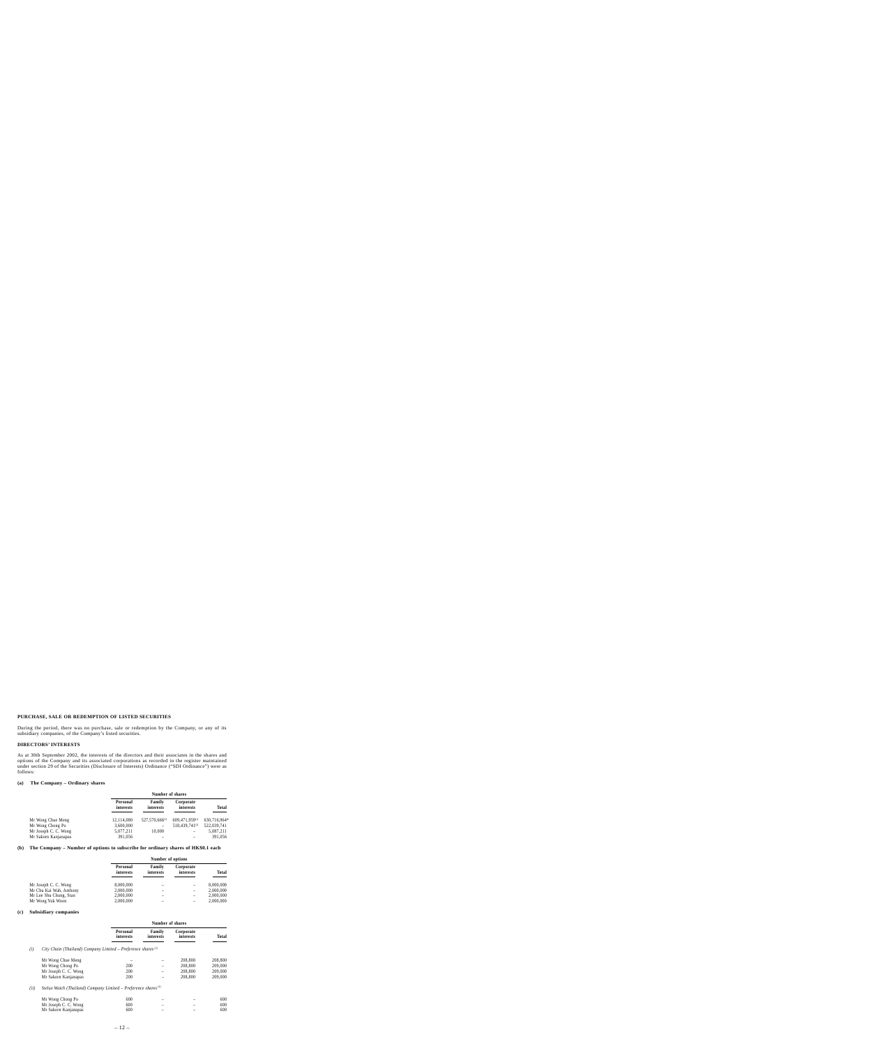## PURCHASE, SALE OR REDEMPTION OF LISTED SECURITIES

During the period, there was no purchase, sale or redemption by the Company, or any of its subsidiary companies, of the Company's listed securities.

## DIRECTORS' INTERESTS

As at 30th September 2002, the interests of the directors and their associates in the shares and options of the Company and its associated corporations as recorded in the register maintained under section 29 of the Securities (Disclosure of Interests) Ordinance ("SDI Ordinance") were as follows:

### (a) The Company – Ordinary shares

| | Number of shares | | | |
|---|---|---|---|---|
| | **Personal interests** | **Family interests** | **Corporate interests** | **Total** |
| Mr Wong Chue Meng | 12,114,080 | 527,570,660[1] | 609,471,959[2] | 630,716,964* |
| Mr Wong Chong Po | 3,600,000 | – | 518,439,741[3] | 522,039,741 |
| Mr Joseph C. C. Wong | 5,077,211 | 10,000 | – | 5,087,211 |
| Mr Sakorn Kanjanapas | 391,056 | – | – | 391,056 |

### (b) The Company – Number of options to subscribe for ordinary shares of HK$0.1 each

| | Number of options | | | |
|---|---|---|---|---|
| | **Personal interests** | **Family interests** | **Corporate interests** | **Total** |
| Mr Joseph C. C. Wong | 8,000,000 | – | – | 8,000,000 |
| Mr Chu Kai Wah, Anthony | 2,000,000 | – | – | 2,000,000 |
| Mr Lee Shu Chung, Stan | 2,000,000 | – | – | 2,000,000 |
| Mr Wong Yuk Woon | 2,000,000 | – | – | 2,000,000 |

### (c) Subsidiary companies

| | Number of shares | | | |
|---|---|---|---|---|
| | **Personal interests** | **Family interests** | **Corporate interests** | **Total** |
| *(i) City Chain (Thailand) Company Limited – Preference shares [4]* | | | | |
| Mr Wong Chue Meng | – | – | 208,800 | 208,800 |
| Mr Wong Chong Po | 200 | – | 208,800 | 209,000 |
| Mr Joseph C. C. Wong | 200 | – | 208,800 | 209,000 |
| Mr Sakorn Kanjanapas | 200 | – | 208,800 | 209,000 |
| *(ii) Stelux Watch (Thailand) Company Limited – Preference shares [5]* | | | | |
| Mr Wong Chong Po | 600 | – | – | 600 |
| Mr Joseph C. C. Wong | 600 | – | – | 600 |
| Mr Sakorn Kanjanapas | 600 | – | – | 600 |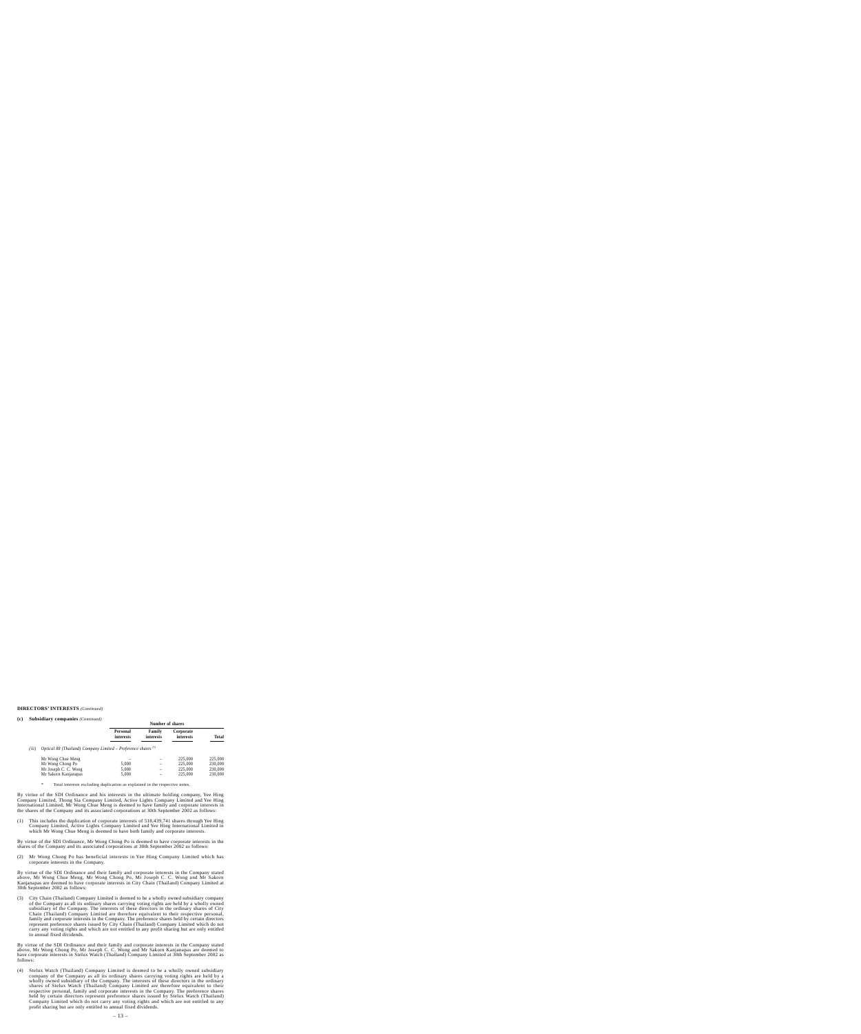**DIRECTORS' INTERESTS** *(Continued)*

**(c) Subsidiary companies** *(Continued)*

| | Number of shares | | | |
|---|---|---|---|---|
| | **Personal interests** | **Family interests** | **Corporate interests** | **Total** |
| *(iii) Optical 88 (Thailand) Company Limited – Preference shares [3]* | | | | |
| Mr Wong Chue Meng | – | – | 225,000 | 225,000 |
| Mr Wong Chong Po | 5,000 | – | 225,000 | 230,000 |
| Mr Joseph C. C. Wong | 5,000 | – | 225,000 | 230,000 |
| Mr Sakorn Kanjanapas | 5,000 | – | 225,000 | 230,000 |

\* Total interests excluding duplication as explained in the respective notes.

By virtue of the SDI Ordinance and his interests in the ultimate holding company, Yee Hing Company Limited, Thong Sia Company Limited, Active Lights Company Limited and Yee Hing International Limited, Mr Wong Chue Meng is deemed to have family and corporate interests in the shares of the Company and its associated corporations at 30th September 2002 as follows:

(1) This includes the duplication of corporate interests of 518,439,741 shares through Yee Hing Company Limited, Active Lights Company Limited and Yee Hing International Limited in which Mr Wong Chue Meng is deemed to have both family and corporate interests.

By virtue of the SDI Ordinance, Mr Wong Chong Po is deemed to have corporate interests in the shares of the Company and its associated corporations at 30th September 2002 as follows:

(2) Mr Wong Chong Po has beneficial interests in Yee Hing Company Limited which has corporate interests in the Company.

By virtue of the SDI Ordinance and their family and corporate interests in the Company stated above, Mr Wong Chue Meng, Mr Wong Chong Po, Mr Joseph C. C. Wong and Mr Sakorn Kanjanapas are deemed to have corporate interests in City Chain (Thailand) Company Limited at 30th September 2002 as follows:

(3) City Chain (Thailand) Company Limited is deemed to be a wholly owned subsidiary company of the Company as all its ordinary shares carrying voting rights are held by a wholly owned subsidiary of the Company. The interests of these directors in the ordinary shares of City Chain (Thailand) Company Limited are therefore equivalent to their respective personal, family and corporate interests in the Company. The preference shares held by certain directors represent preference shares issued by City Chain (Thailand) Company Limited which do not carry any voting rights and which are not entitled to any profit sharing but are only entitled to annual fixed dividends.

By virtue of the SDI Ordinance and their family and corporate interests in the Company stated above, Mr Wong Chong Po, Mr Joseph C. C. Wong and Mr Sakorn Kanjanapas are deemed to have corporate interests in Stelux Watch (Thailand) Company Limited at 30th September 2002 as follows:

(4) Stelux Watch (Thailand) Company Limited is deemed to be a wholly owned subsidiary company of the Company as all its ordinary shares carrying voting rights are held by a wholly owned subsidiary of the Company. The interests of these directors in the ordinary shares of Stelux Watch (Thailand) Company Limited are therefore equivalent to their respective personal, family and corporate interests in the Company. The preference shares held by certain directors represent preference shares issued by Stelux Watch (Thailand) Company Limited which do not carry any voting rights and which are not entitled to any profit sharing but are only entitled to annual fixed dividends.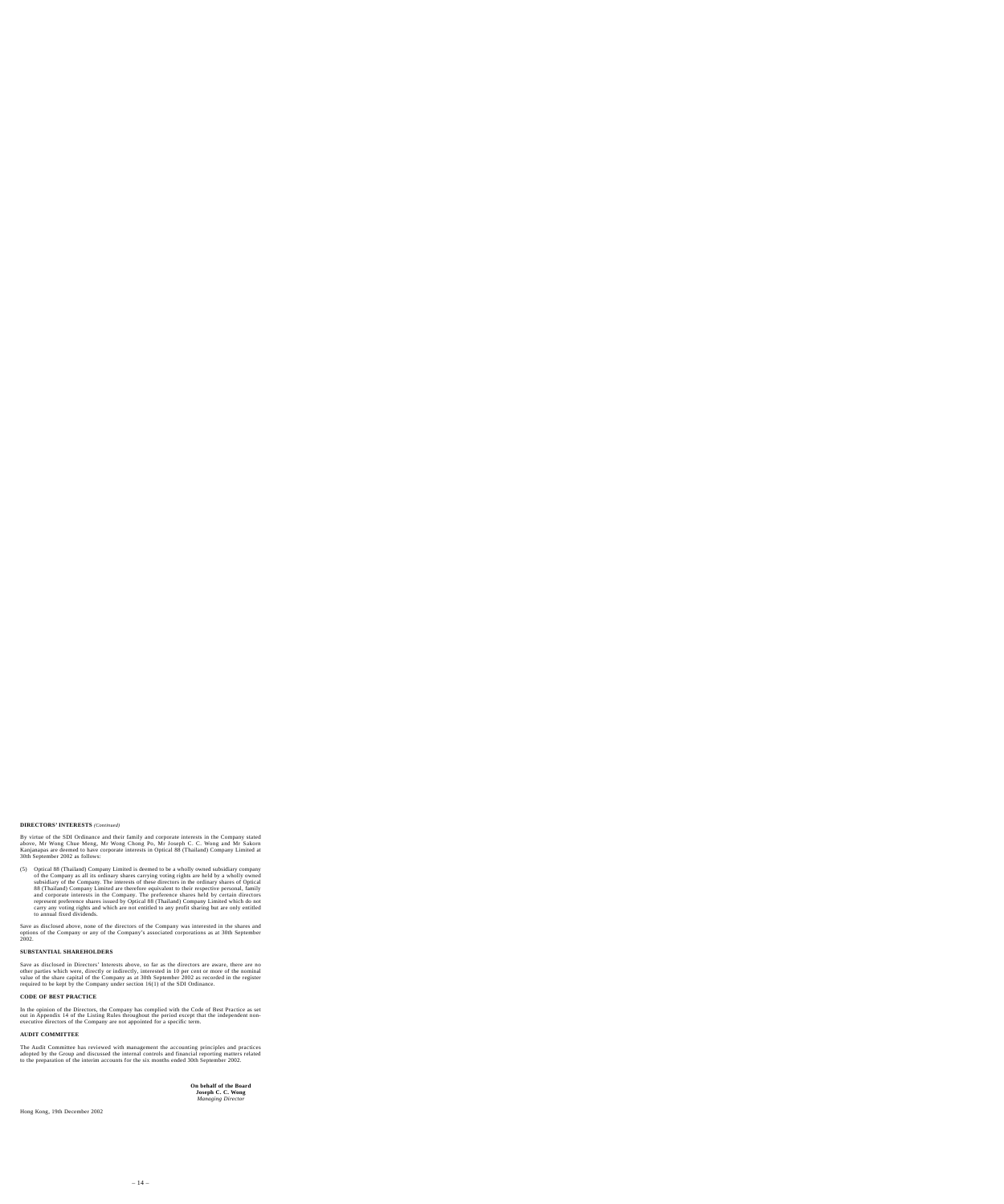**DIRECTORS' INTERESTS** *(Continued)*

By virtue of the SDI Ordinance and their family and corporate interests in the Company stated above, Mr Wong Chue Meng, Mr Wong Chong Po, Mr Joseph C. C. Wong and Mr Sakorn Kanjanapas are deemed to have corporate interests in Optical 88 (Thailand) Company Limited at 30th September 2002 as follows:

(5) Optical 88 (Thailand) Company Limited is deemed to be a wholly owned subsidiary company of the Company as all its ordinary shares carrying voting rights are held by a wholly owned subsidiary of the Company. The interests of these directors in the ordinary shares of Optical 88 (Thailand) Company Limited are therefore equivalent to their respective personal, family and corporate interests in the Company. The preference shares held by certain directors represent preference shares issued by Optical 88 (Thailand) Company Limited which do not carry any voting rights and which are not entitled to any profit sharing but are only entitled to annual fixed dividends.

Save as disclosed above, none of the directors of the Company was interested in the shares and options of the Company or any of the Company's associated corporations as at 30th September 2002.

**SUBSTANTIAL SHAREHOLDERS**

Save as disclosed in Directors' Interests above, so far as the directors are aware, there are no other parties which were, directly or indirectly, interested in 10 per cent or more of the nominal value of the share capital of the Company as at 30th September 2002 as recorded in the register required to be kept by the Company under section 16(1) of the SDI Ordinance.

**CODE OF BEST PRACTICE**

In the opinion of the Directors, the Company has complied with the Code of Best Practice as set out in Appendix 14 of the Listing Rules throughout the period except that the independent non-executive directors of the Company are not appointed for a specific term.

**AUDIT COMMITTEE**

The Audit Committee has reviewed with management the accounting principles and practices adopted by the Group and discussed the internal controls and financial reporting matters related to the preparation of the interim accounts for the six months ended 30th September 2002.

**On behalf of the Board**
**Joseph C. C. Wong**
*Managing Director*

Hong Kong, 19th December 2002